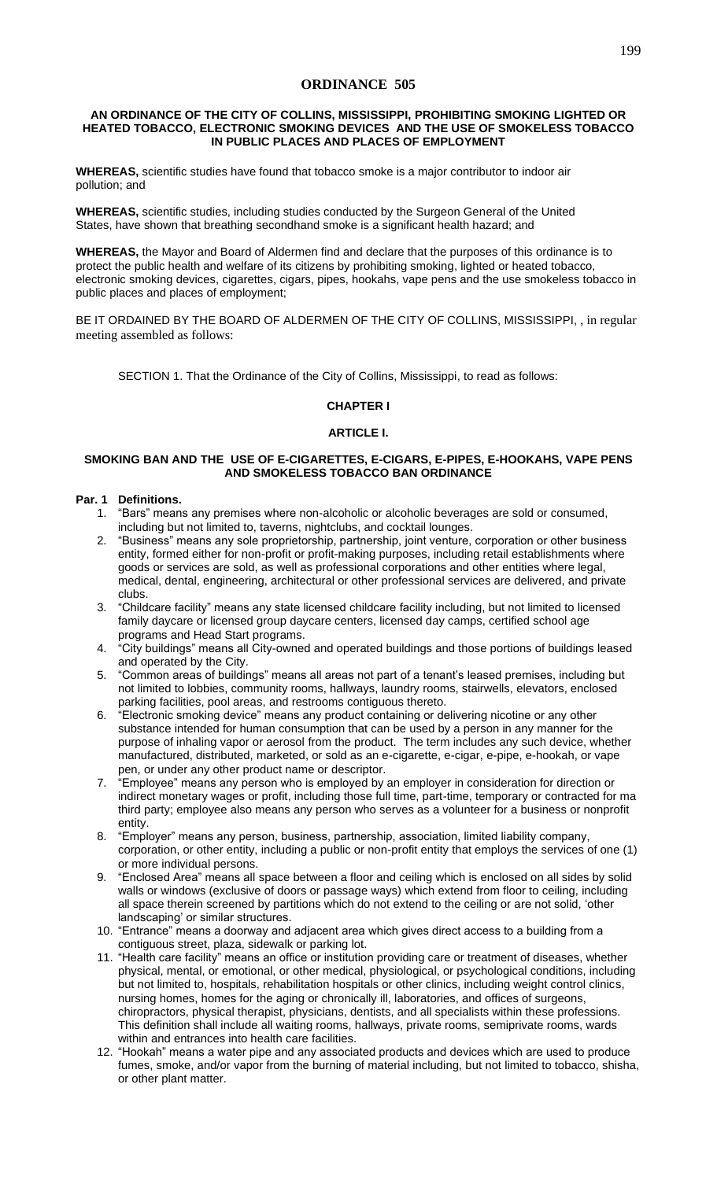# ORDINANCE 505

## AN ORDINANCE OF THE CITY OF COLLINS, MISSISSIPPI, PROHIBITING SMOKING LIGHTED OR HEATED TOBACCO, ELECTRONIC SMOKING DEVICES AND THE USE OF SMOKELESS TOBACCO IN PUBLIC PLACES AND PLACES OF EMPLOYMENT

**WHEREAS,** scientific studies have found that tobacco smoke is a major contributor to indoor air pollution; and

**WHEREAS,** scientific studies, including studies conducted by the Surgeon General of the United States, have shown that breathing secondhand smoke is a significant health hazard; and

**WHEREAS,** the Mayor and Board of Aldermen find and declare that the purposes of this ordinance is to protect the public health and welfare of its citizens by prohibiting smoking, lighted or heated tobacco, electronic smoking devices, cigarettes, cigars, pipes, hookahs, vape pens and the use smokeless tobacco in public places and places of employment;

BE IT ORDAINED BY THE BOARD OF ALDERMEN OF THE CITY OF COLLINS, MISSISSIPPI, , in regular meeting assembled as follows:

SECTION 1. That the Ordinance of the City of Collins, Mississippi, to read as follows:

### CHAPTER I

### ARTICLE I.

### SMOKING BAN AND THE USE OF E-CIGARETTES, E-CIGARS, E-PIPES, E-HOOKAHS, VAPE PENS AND SMOKELESS TOBACCO BAN ORDINANCE

**Par. 1 Definitions.**

1. "Bars" means any premises where non-alcoholic or alcoholic beverages are sold or consumed, including but not limited to, taverns, nightclubs, and cocktail lounges.
2. "Business" means any sole proprietorship, partnership, joint venture, corporation or other business entity, formed either for non-profit or profit-making purposes, including retail establishments where goods or services are sold, as well as professional corporations and other entities where legal, medical, dental, engineering, architectural or other professional services are delivered, and private clubs.
3. "Childcare facility" means any state licensed childcare facility including, but not limited to licensed family daycare or licensed group daycare centers, licensed day camps, certified school age programs and Head Start programs.
4. "City buildings" means all City-owned and operated buildings and those portions of buildings leased and operated by the City.
5. "Common areas of buildings" means all areas not part of a tenant's leased premises, including but not limited to lobbies, community rooms, hallways, laundry rooms, stairwells, elevators, enclosed parking facilities, pool areas, and restrooms contiguous thereto.
6. "Electronic smoking device" means any product containing or delivering nicotine or any other substance intended for human consumption that can be used by a person in any manner for the purpose of inhaling vapor or aerosol from the product. The term includes any such device, whether manufactured, distributed, marketed, or sold as an e-cigarette, e-cigar, e-pipe, e-hookah, or vape pen, or under any other product name or descriptor.
7. "Employee" means any person who is employed by an employer in consideration for direction or indirect monetary wages or profit, including those full time, part-time, temporary or contracted for ma third party; employee also means any person who serves as a volunteer for a business or nonprofit entity.
8. "Employer" means any person, business, partnership, association, limited liability company, corporation, or other entity, including a public or non-profit entity that employs the services of one (1) or more individual persons.
9. "Enclosed Area" means all space between a floor and ceiling which is enclosed on all sides by solid walls or windows (exclusive of doors or passage ways) which extend from floor to ceiling, including all space therein screened by partitions which do not extend to the ceiling or are not solid, 'other landscaping' or similar structures.
10. "Entrance" means a doorway and adjacent area which gives direct access to a building from a contiguous street, plaza, sidewalk or parking lot.
11. "Health care facility" means an office or institution providing care or treatment of diseases, whether physical, mental, or emotional, or other medical, physiological, or psychological conditions, including but not limited to, hospitals, rehabilitation hospitals or other clinics, including weight control clinics, nursing homes, homes for the aging or chronically ill, laboratories, and offices of surgeons, chiropractors, physical therapist, physicians, dentists, and all specialists within these professions. This definition shall include all waiting rooms, hallways, private rooms, semiprivate rooms, wards within and entrances into health care facilities.
12. "Hookah" means a water pipe and any associated products and devices which are used to produce fumes, smoke, and/or vapor from the burning of material including, but not limited to tobacco, shisha, or other plant matter.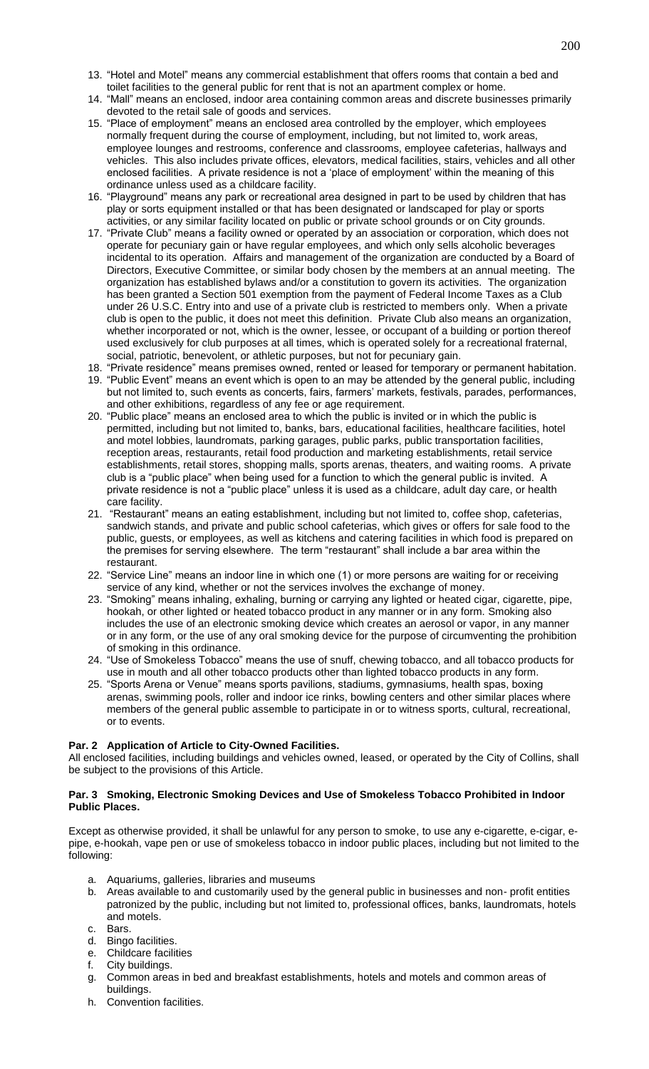13. "Hotel and Motel" means any commercial establishment that offers rooms that contain a bed and toilet facilities to the general public for rent that is not an apartment complex or home.
14. "Mall" means an enclosed, indoor area containing common areas and discrete businesses primarily devoted to the retail sale of goods and services.
15. "Place of employment" means an enclosed area controlled by the employer, which employees normally frequent during the course of employment, including, but not limited to, work areas, employee lounges and restrooms, conference and classrooms, employee cafeterias, hallways and vehicles. This also includes private offices, elevators, medical facilities, stairs, vehicles and all other enclosed facilities. A private residence is not a 'place of employment' within the meaning of this ordinance unless used as a childcare facility.
16. "Playground" means any park or recreational area designed in part to be used by children that has play or sorts equipment installed or that has been designated or landscaped for play or sports activities, or any similar facility located on public or private school grounds or on City grounds.
17. "Private Club" means a facility owned or operated by an association or corporation, which does not operate for pecuniary gain or have regular employees, and which only sells alcoholic beverages incidental to its operation. Affairs and management of the organization are conducted by a Board of Directors, Executive Committee, or similar body chosen by the members at an annual meeting. The organization has established bylaws and/or a constitution to govern its activities. The organization has been granted a Section 501 exemption from the payment of Federal Income Taxes as a Club under 26 U.S.C. Entry into and use of a private club is restricted to members only. When a private club is open to the public, it does not meet this definition. Private Club also means an organization, whether incorporated or not, which is the owner, lessee, or occupant of a building or portion thereof used exclusively for club purposes at all times, which is operated solely for a recreational fraternal, social, patriotic, benevolent, or athletic purposes, but not for pecuniary gain.
18. "Private residence" means premises owned, rented or leased for temporary or permanent habitation.
19. "Public Event" means an event which is open to an may be attended by the general public, including but not limited to, such events as concerts, fairs, farmers' markets, festivals, parades, performances, and other exhibitions, regardless of any fee or age requirement.
20. "Public place" means an enclosed area to which the public is invited or in which the public is permitted, including but not limited to, banks, bars, educational facilities, healthcare facilities, hotel and motel lobbies, laundromats, parking garages, public parks, public transportation facilities, reception areas, restaurants, retail food production and marketing establishments, retail service establishments, retail stores, shopping malls, sports arenas, theaters, and waiting rooms. A private club is a "public place" when being used for a function to which the general public is invited. A private residence is not a "public place" unless it is used as a childcare, adult day care, or health care facility.
21. "Restaurant" means an eating establishment, including but not limited to, coffee shop, cafeterias, sandwich stands, and private and public school cafeterias, which gives or offers for sale food to the public, guests, or employees, as well as kitchens and catering facilities in which food is prepared on the premises for serving elsewhere. The term "restaurant" shall include a bar area within the restaurant.
22. "Service Line" means an indoor line in which one (1) or more persons are waiting for or receiving service of any kind, whether or not the services involves the exchange of money.
23. "Smoking" means inhaling, exhaling, burning or carrying any lighted or heated cigar, cigarette, pipe, hookah, or other lighted or heated tobacco product in any manner or in any form. Smoking also includes the use of an electronic smoking device which creates an aerosol or vapor, in any manner or in any form, or the use of any oral smoking device for the purpose of circumventing the prohibition of smoking in this ordinance.
24. "Use of Smokeless Tobacco" means the use of snuff, chewing tobacco, and all tobacco products for use in mouth and all other tobacco products other than lighted tobacco products in any form.
25. "Sports Arena or Venue" means sports pavilions, stadiums, gymnasiums, health spas, boxing arenas, swimming pools, roller and indoor ice rinks, bowling centers and other similar places where members of the general public assemble to participate in or to witness sports, cultural, recreational, or to events.

**Par. 2 Application of Article to City-Owned Facilities.**

All enclosed facilities, including buildings and vehicles owned, leased, or operated by the City of Collins, shall be subject to the provisions of this Article.

**Par. 3 Smoking, Electronic Smoking Devices and Use of Smokeless Tobacco Prohibited in Indoor Public Places.**

Except as otherwise provided, it shall be unlawful for any person to smoke, to use any e-cigarette, e-cigar, e-pipe, e-hookah, vape pen or use of smokeless tobacco in indoor public places, including but not limited to the following:

a. Aquariums, galleries, libraries and museums
b. Areas available to and customarily used by the general public in businesses and non- profit entities patronized by the public, including but not limited to, professional offices, banks, laundromats, hotels and motels.
c. Bars.
d. Bingo facilities.
e. Childcare facilities
f. City buildings.
g. Common areas in bed and breakfast establishments, hotels and motels and common areas of buildings.
h. Convention facilities.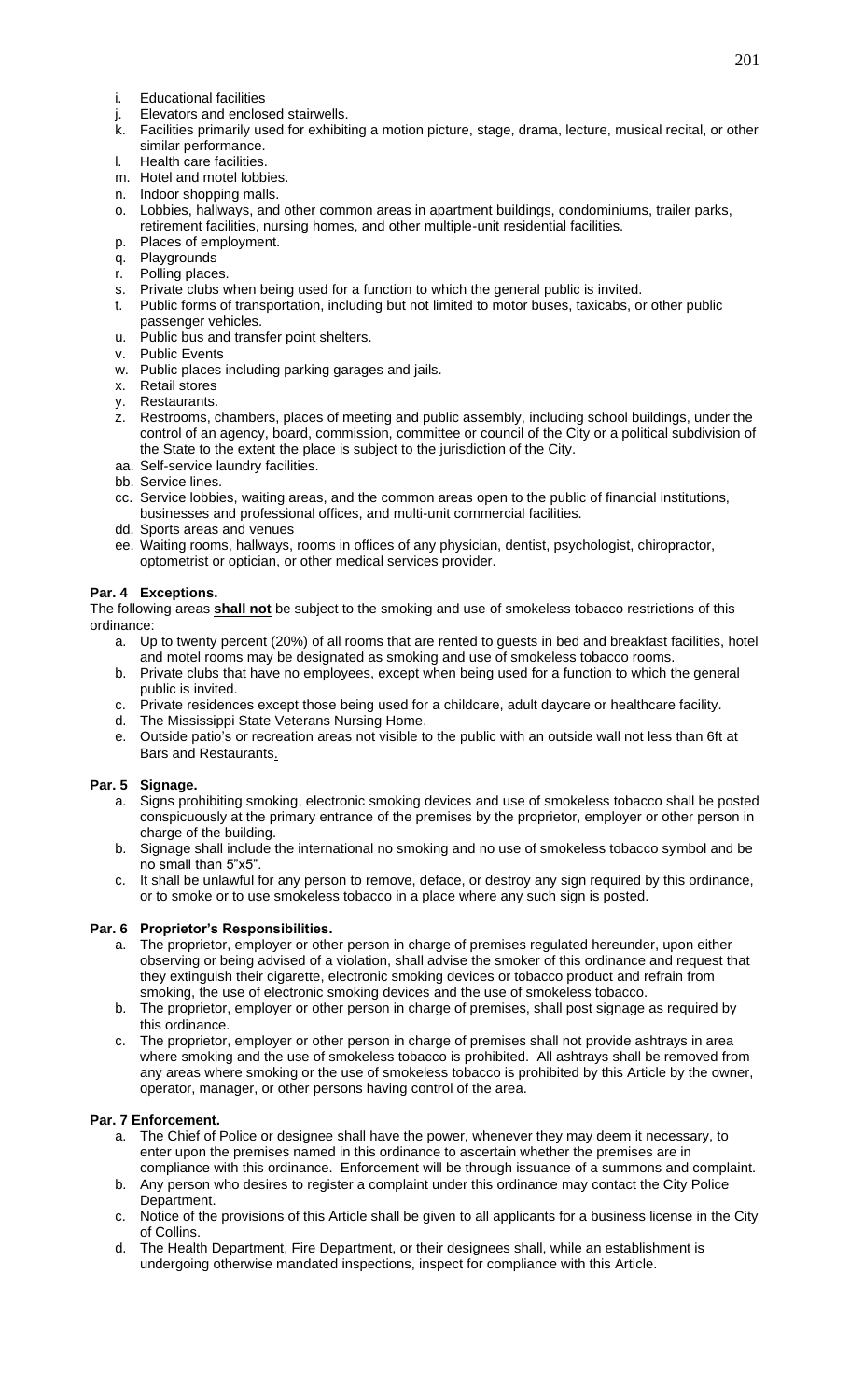i. Educational facilities
j. Elevators and enclosed stairwells.
k. Facilities primarily used for exhibiting a motion picture, stage, drama, lecture, musical recital, or other similar performance.
l. Health care facilities.
m. Hotel and motel lobbies.
n. Indoor shopping malls.
o. Lobbies, hallways, and other common areas in apartment buildings, condominiums, trailer parks, retirement facilities, nursing homes, and other multiple-unit residential facilities.
p. Places of employment.
q. Playgrounds
r. Polling places.
s. Private clubs when being used for a function to which the general public is invited.
t. Public forms of transportation, including but not limited to motor buses, taxicabs, or other public passenger vehicles.
u. Public bus and transfer point shelters.
v. Public Events
w. Public places including parking garages and jails.
x. Retail stores
y. Restaurants.
z. Restrooms, chambers, places of meeting and public assembly, including school buildings, under the control of an agency, board, commission, committee or council of the City or a political subdivision of the State to the extent the place is subject to the jurisdiction of the City.
aa. Self-service laundry facilities.
bb. Service lines.
cc. Service lobbies, waiting areas, and the common areas open to the public of financial institutions, businesses and professional offices, and multi-unit commercial facilities.
dd. Sports areas and venues
ee. Waiting rooms, hallways, rooms in offices of any physician, dentist, psychologist, chiropractor, optometrist or optician, or other medical services provider.

**Par. 4 Exceptions.**

The following areas **shall not** be subject to the smoking and use of smokeless tobacco restrictions of this ordinance:

a. Up to twenty percent (20%) of all rooms that are rented to guests in bed and breakfast facilities, hotel and motel rooms may be designated as smoking and use of smokeless tobacco rooms.
b. Private clubs that have no employees, except when being used for a function to which the general public is invited.
c. Private residences except those being used for a childcare, adult daycare or healthcare facility.
d. The Mississippi State Veterans Nursing Home.
e. Outside patio's or recreation areas not visible to the public with an outside wall not less than 6ft at Bars and Restaurants.

**Par. 5 Signage.**

a. Signs prohibiting smoking, electronic smoking devices and use of smokeless tobacco shall be posted conspicuously at the primary entrance of the premises by the proprietor, employer or other person in charge of the building.
b. Signage shall include the international no smoking and no use of smokeless tobacco symbol and be no small than 5"x5".
c. It shall be unlawful for any person to remove, deface, or destroy any sign required by this ordinance, or to smoke or to use smokeless tobacco in a place where any such sign is posted.

**Par. 6 Proprietor's Responsibilities.**

a. The proprietor, employer or other person in charge of premises regulated hereunder, upon either observing or being advised of a violation, shall advise the smoker of this ordinance and request that they extinguish their cigarette, electronic smoking devices or tobacco product and refrain from smoking, the use of electronic smoking devices and the use of smokeless tobacco.
b. The proprietor, employer or other person in charge of premises, shall post signage as required by this ordinance.
c. The proprietor, employer or other person in charge of premises shall not provide ashtrays in area where smoking and the use of smokeless tobacco is prohibited. All ashtrays shall be removed from any areas where smoking or the use of smokeless tobacco is prohibited by this Article by the owner, operator, manager, or other persons having control of the area.

**Par. 7 Enforcement.**

a. The Chief of Police or designee shall have the power, whenever they may deem it necessary, to enter upon the premises named in this ordinance to ascertain whether the premises are in compliance with this ordinance. Enforcement will be through issuance of a summons and complaint.
b. Any person who desires to register a complaint under this ordinance may contact the City Police Department.
c. Notice of the provisions of this Article shall be given to all applicants for a business license in the City of Collins.
d. The Health Department, Fire Department, or their designees shall, while an establishment is undergoing otherwise mandated inspections, inspect for compliance with this Article.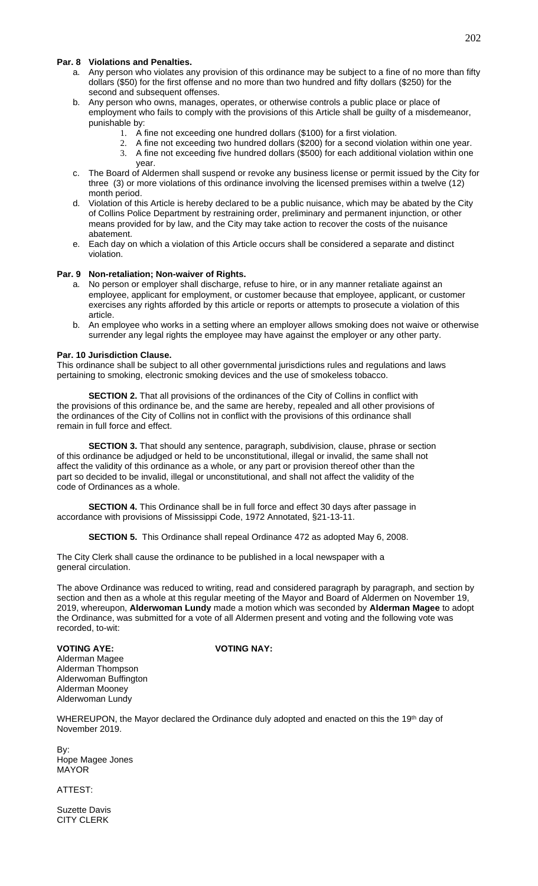**Par. 8 Violations and Penalties.**

a. Any person who violates any provision of this ordinance may be subject to a fine of no more than fifty dollars ($50) for the first offense and no more than two hundred and fifty dollars ($250) for the second and subsequent offenses.

b. Any person who owns, manages, operates, or otherwise controls a public place or place of employment who fails to comply with the provisions of this Article shall be guilty of a misdemeanor, punishable by:

   1. A fine not exceeding one hundred dollars ($100) for a first violation.
   2. A fine not exceeding two hundred dollars ($200) for a second violation within one year.
   3. A fine not exceeding five hundred dollars ($500) for each additional violation within one year.

c. The Board of Aldermen shall suspend or revoke any business license or permit issued by the City for three (3) or more violations of this ordinance involving the licensed premises within a twelve (12) month period.

d. Violation of this Article is hereby declared to be a public nuisance, which may be abated by the City of Collins Police Department by restraining order, preliminary and permanent injunction, or other means provided for by law, and the City may take action to recover the costs of the nuisance abatement.

e. Each day on which a violation of this Article occurs shall be considered a separate and distinct violation.

**Par. 9 Non-retaliation; Non-waiver of Rights.**

a. No person or employer shall discharge, refuse to hire, or in any manner retaliate against an employee, applicant for employment, or customer because that employee, applicant, or customer exercises any rights afforded by this article or reports or attempts to prosecute a violation of this article.

b. An employee who works in a setting where an employer allows smoking does not waive or otherwise surrender any legal rights the employee may have against the employer or any other party.

**Par. 10 Jurisdiction Clause.**

This ordinance shall be subject to all other governmental jurisdictions rules and regulations and laws pertaining to smoking, electronic smoking devices and the use of smokeless tobacco.

**SECTION 2.** That all provisions of the ordinances of the City of Collins in conflict with the provisions of this ordinance be, and the same are hereby, repealed and all other provisions of the ordinances of the City of Collins not in conflict with the provisions of this ordinance shall remain in full force and effect.

**SECTION 3.** That should any sentence, paragraph, subdivision, clause, phrase or section of this ordinance be adjudged or held to be unconstitutional, illegal or invalid, the same shall not affect the validity of this ordinance as a whole, or any part or provision thereof other than the part so decided to be invalid, illegal or unconstitutional, and shall not affect the validity of the code of Ordinances as a whole.

**SECTION 4.** This Ordinance shall be in full force and effect 30 days after passage in accordance with provisions of Mississippi Code, 1972 Annotated, §21-13-11.

**SECTION 5.** This Ordinance shall repeal Ordinance 472 as adopted May 6, 2008.

The City Clerk shall cause the ordinance to be published in a local newspaper with a general circulation.

The above Ordinance was reduced to writing, read and considered paragraph by paragraph, and section by section and then as a whole at this regular meeting of the Mayor and Board of Aldermen on November 19, 2019, whereupon, **Alderwoman Lundy** made a motion which was seconded by **Alderman Magee** to adopt the Ordinance, was submitted for a vote of all Aldermen present and voting and the following vote was recorded, to-wit:

**VOTING AYE:** 
Alderman Magee
Alderman Thompson
Alderwoman Buffington
Alderman Mooney
Alderwoman Lundy

**VOTING NAY:**

WHEREUPON, the Mayor declared the Ordinance duly adopted and enacted on this the 19th day of November 2019.

By:
Hope Magee Jones
MAYOR

ATTEST:

Suzette Davis
CITY CLERK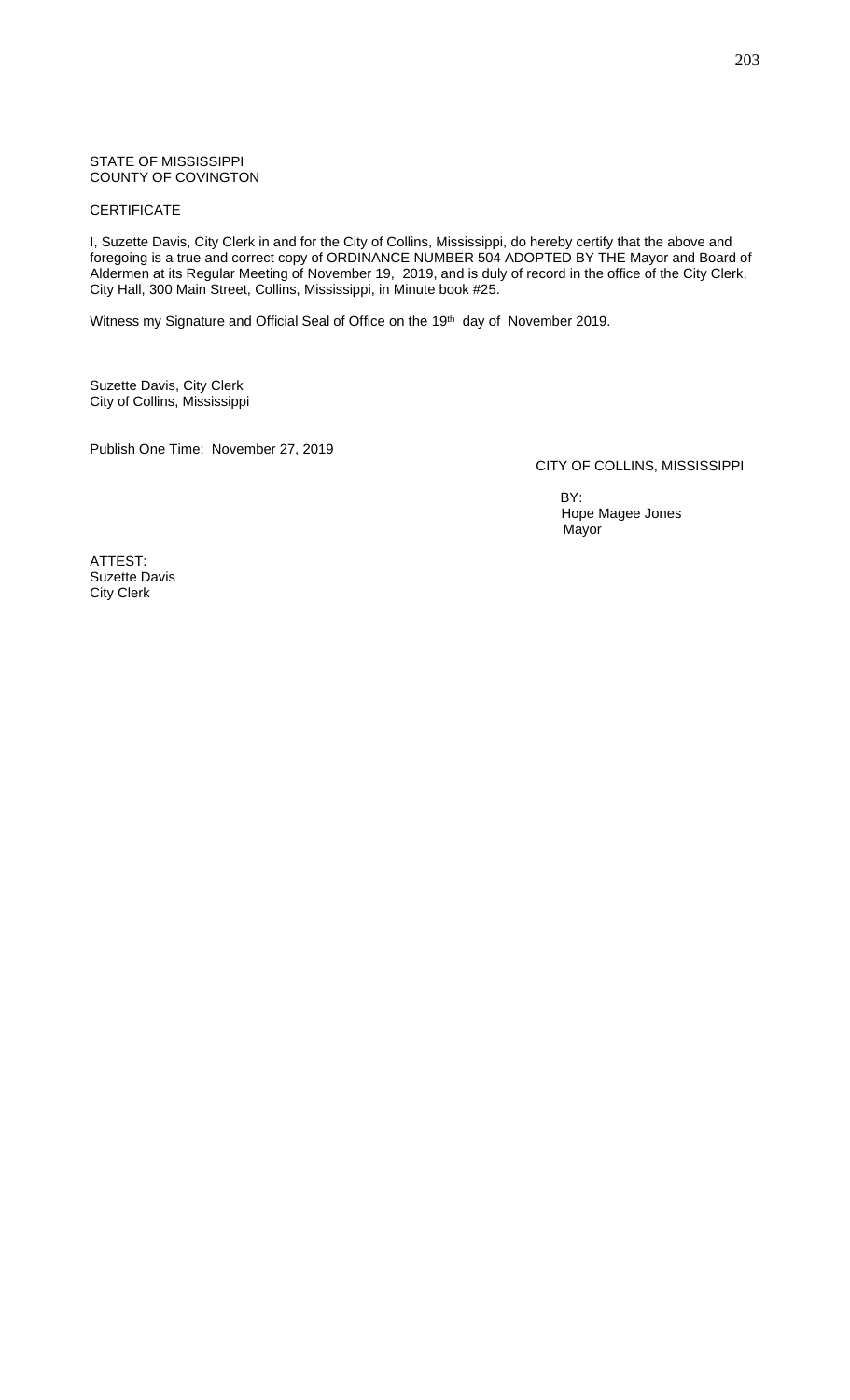STATE OF MISSISSIPPI
COUNTY OF COVINGTON

CERTIFICATE

I, Suzette Davis, City Clerk in and for the City of Collins, Mississippi, do hereby certify that the above and foregoing is a true and correct copy of ORDINANCE NUMBER 504 ADOPTED BY THE Mayor and Board of Aldermen at its Regular Meeting of November 19, 2019, and is duly of record in the office of the City Clerk, City Hall, 300 Main Street, Collins, Mississippi, in Minute book #25.

Witness my Signature and Official Seal of Office on the 19th day of November 2019.

Suzette Davis, City Clerk
City of Collins, Mississippi

Publish One Time: November 27, 2019

CITY OF COLLINS, MISSISSIPPI

BY:
Hope Magee Jones
Mayor

ATTEST:
Suzette Davis
City Clerk